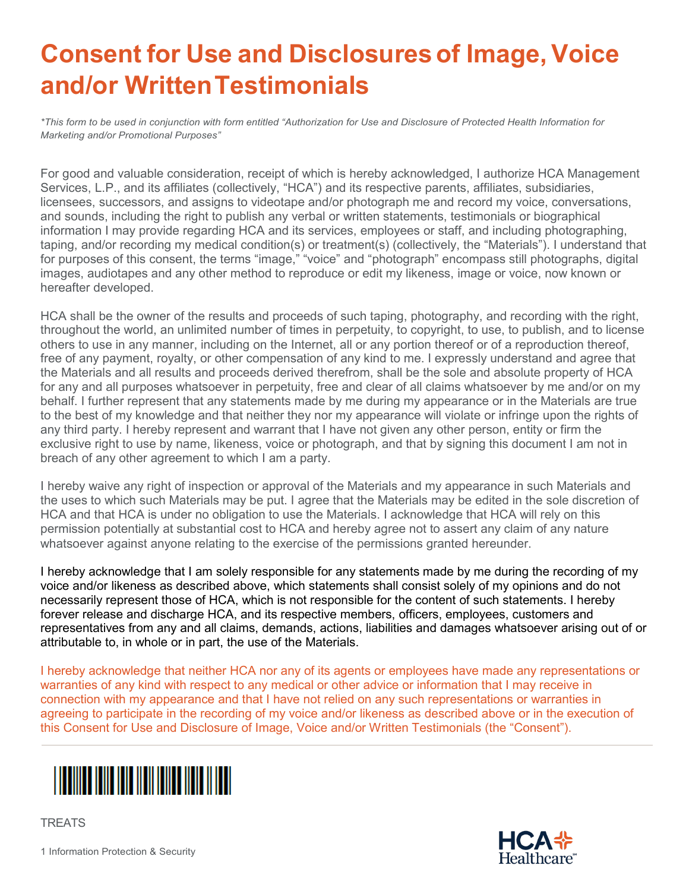# Consent for Use and Disclosures of Image, Voice and/or Written Testimonials

*\*This form to be used in conjunction with form entitled "Authorization for Use and Disclosure of Protected Health Information for Marketing and/or Promotional Purposes"*

For good and valuable consideration, receipt of which is hereby acknowledged, I authorize HCA Management Services, L.P., and its affiliates (collectively, "HCA") and its respective parents, affiliates, subsidiaries, licensees, successors, and assigns to videotape and/or photograph me and record my voice, conversations, and sounds, including the right to publish any verbal or written statements, testimonials or biographical information I may provide regarding HCA and its services, employees or staff, and including photographing, taping, and/or recording my medical condition(s) or treatment(s) (collectively, the "Materials"). I understand that for purposes of this consent, the terms "image," "voice" and "photograph" encompass still photographs, digital images, audiotapes and any other method to reproduce or edit my likeness, image or voice, now known or hereafter developed.

HCA shall be the owner of the results and proceeds of such taping, photography, and recording with the right, throughout the world, an unlimited number of times in perpetuity, to copyright, to use, to publish, and to license others to use in any manner, including on the Internet, all or any portion thereof or of a reproduction thereof, free of any payment, royalty, or other compensation of any kind to me. I expressly understand and agree that the Materials and all results and proceeds derived therefrom, shall be the sole and absolute property of HCA for any and all purposes whatsoever in perpetuity, free and clear of all claims whatsoever by me and/or on my behalf. I further represent that any statements made by me during my appearance or in the Materials are true to the best of my knowledge and that neither they nor my appearance will violate or infringe upon the rights of any third party. I hereby represent and warrant that I have not given any other person, entity or firm the exclusive right to use by name, likeness, voice or photograph, and that by signing this document I am not in breach of any other agreement to which I am a party.

I hereby waive any right of inspection or approval of the Materials and my appearance in such Materials and the uses to which such Materials may be put. I agree that the Materials may be edited in the sole discretion of HCA and that HCA is under no obligation to use the Materials. I acknowledge that HCA will rely on this permission potentially at substantial cost to HCA and hereby agree not to assert any claim of any nature whatsoever against anyone relating to the exercise of the permissions granted hereunder.

I hereby acknowledge that I am solely responsible for any statements made by me during the recording of my voice and/or likeness as described above, which statements shall consist solely of my opinions and do not necessarily represent those of HCA, which is not responsible for the content of such statements. I hereby forever release and discharge HCA, and its respective members, officers, employees, customers and representatives from any and all claims, demands, actions, liabilities and damages whatsoever arising out of or attributable to, in whole or in part, the use of the Materials.

I hereby acknowledge that neither HCA nor any of its agents or employees have made any representations or warranties of any kind with respect to any medical or other advice or information that I may receive in connection with my appearance and that I have not relied on any such representations or warranties in agreeing to participate in the recording of my voice and/or likeness as described above or in the execution of this Consent for Use and Disclosure of Image, Voice and/or Written Testimonials (the "Consent").

TREATS

1 Information Protection & Security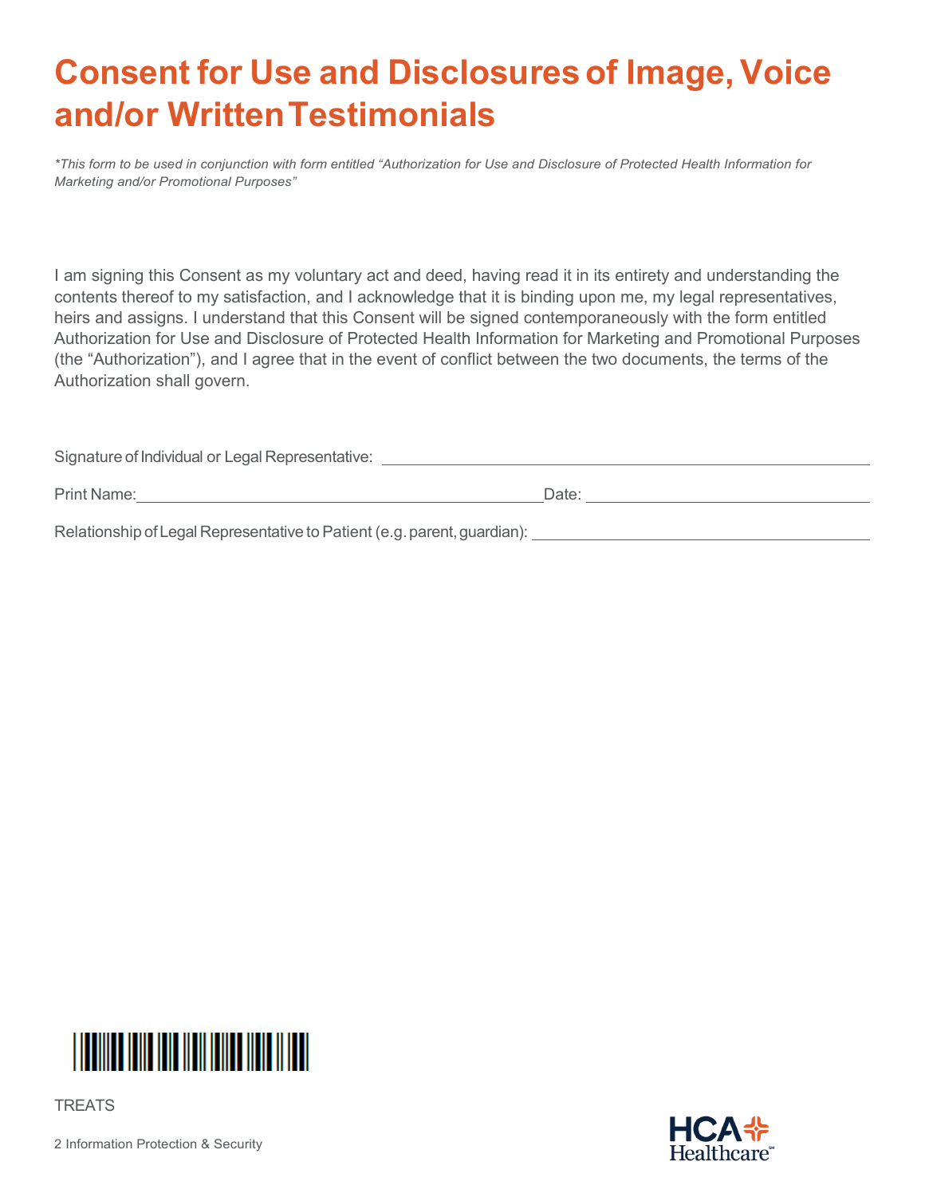# Consent for Use and Disclosures of Image, Voice and/or Written Testimonials

*\*This form to be used in conjunction with form entitled "Authorization for Use and Disclosure of Protected Health Information for Marketing and/or Promotional Purposes"*

I am signing this Consent as my voluntary act and deed, having read it in its entirety and understanding the contents thereof to my satisfaction, and I acknowledge that it is binding upon me, my legal representatives, heirs and assigns. I understand that this Consent will be signed contemporaneously with the form entitled Authorization for Use and Disclosure of Protected Health Information for Marketing and Promotional Purposes (the "Authorization"), and I agree that in the event of conflict between the two documents, the terms of the Authorization shall govern.

Signature of Individual or Legal Representative: ______________________________

Print Name: ______________________________ Date: ______________________________

Relationship of Legal Representative to Patient (e.g. parent, guardian): ______________________________

TREATS

Information Protection & Security

HCA Healthcare